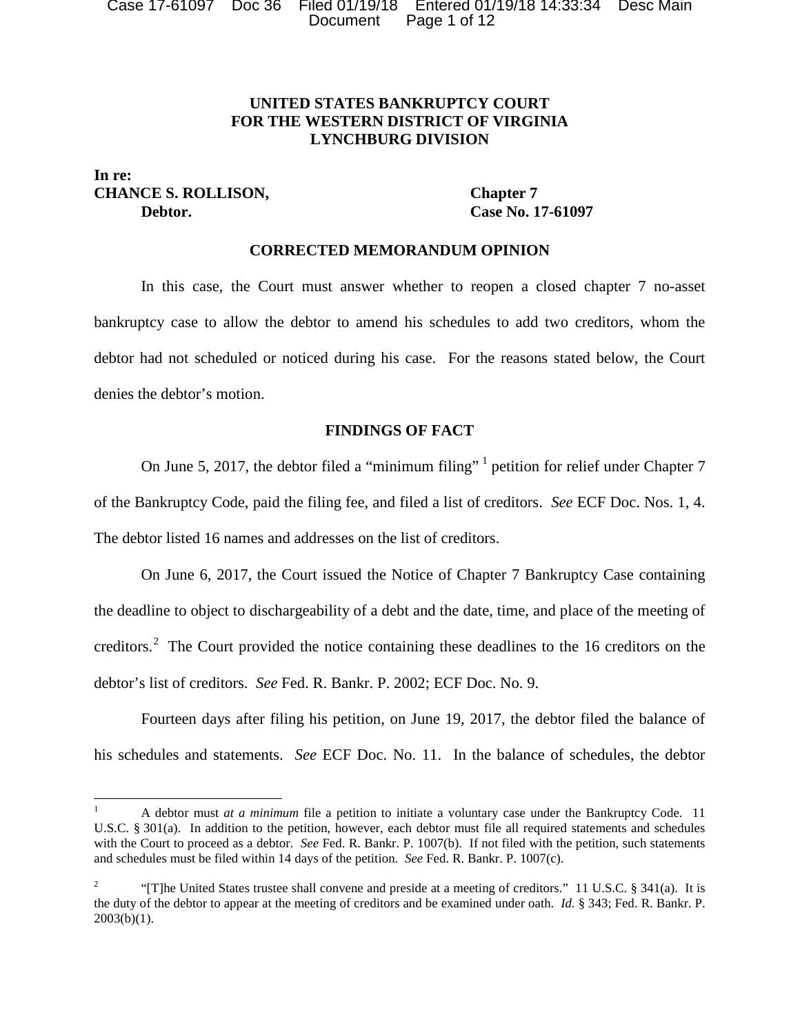**UNITED STATES BANKRUPTCY COURT**
**FOR THE WESTERN DISTRICT OF VIRGINIA**
**LYNCHBURG DIVISION**

**In re:**
**CHANCE S. ROLLISON,** **Chapter 7**
**Debtor.** **Case No. 17-61097**

## CORRECTED MEMORANDUM OPINION

In this case, the Court must answer whether to reopen a closed chapter 7 no-asset bankruptcy case to allow the debtor to amend his schedules to add two creditors, whom the debtor had not scheduled or noticed during his case. For the reasons stated below, the Court denies the debtor's motion.

## FINDINGS OF FACT

On June 5, 2017, the debtor filed a "minimum filing" [1] petition for relief under Chapter 7 of the Bankruptcy Code, paid the filing fee, and filed a list of creditors. *See* ECF Doc. Nos. 1, 4. The debtor listed 16 names and addresses on the list of creditors.

On June 6, 2017, the Court issued the Notice of Chapter 7 Bankruptcy Case containing the deadline to object to dischargeability of a debt and the date, time, and place of the meeting of creditors.[2] The Court provided the notice containing these deadlines to the 16 creditors on the debtor's list of creditors. *See* Fed. R. Bankr. P. 2002; ECF Doc. No. 9.

Fourteen days after filing his petition, on June 19, 2017, the debtor filed the balance of his schedules and statements. *See* ECF Doc. No. 11. In the balance of schedules, the debtor

---

[1] A debtor must *at a minimum* file a petition to initiate a voluntary case under the Bankruptcy Code. 11 U.S.C. § 301(a). In addition to the petition, however, each debtor must file all required statements and schedules with the Court to proceed as a debtor. *See* Fed. R. Bankr. P. 1007(b). If not filed with the petition, such statements and schedules must be filed within 14 days of the petition. *See* Fed. R. Bankr. P. 1007(c).

[2] "[T]he United States trustee shall convene and preside at a meeting of creditors." 11 U.S.C. § 341(a). It is the duty of the debtor to appear at the meeting of creditors and be examined under oath. *Id.* § 343; Fed. R. Bankr. P. 2003(b)(1).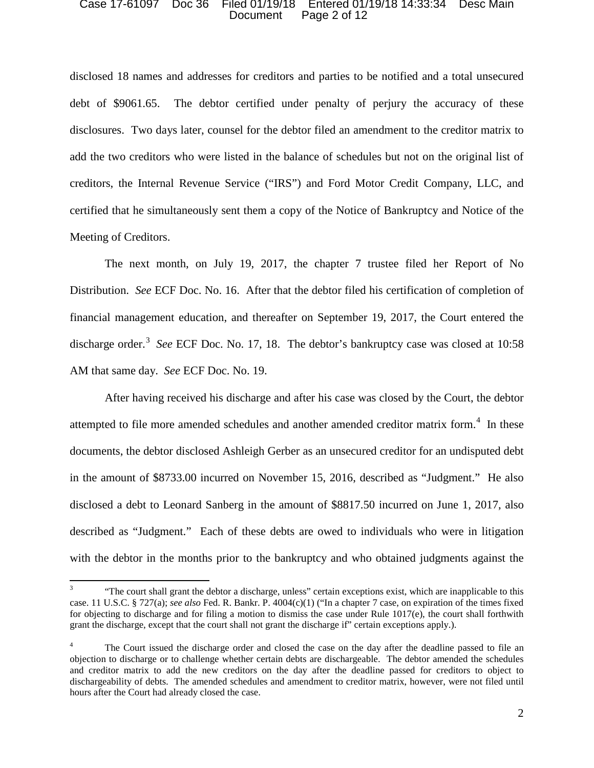disclosed 18 names and addresses for creditors and parties to be notified and a total unsecured debt of $9061.65. The debtor certified under penalty of perjury the accuracy of these disclosures. Two days later, counsel for the debtor filed an amendment to the creditor matrix to add the two creditors who were listed in the balance of schedules but not on the original list of creditors, the Internal Revenue Service ("IRS") and Ford Motor Credit Company, LLC, and certified that he simultaneously sent them a copy of the Notice of Bankruptcy and Notice of the Meeting of Creditors.

The next month, on July 19, 2017, the chapter 7 trustee filed her Report of No Distribution. *See* ECF Doc. No. 16. After that the debtor filed his certification of completion of financial management education, and thereafter on September 19, 2017, the Court entered the discharge order.[3] *See* ECF Doc. No. 17, 18. The debtor's bankruptcy case was closed at 10:58 AM that same day. *See* ECF Doc. No. 19.

After having received his discharge and after his case was closed by the Court, the debtor attempted to file more amended schedules and another amended creditor matrix form.[4] In these documents, the debtor disclosed Ashleigh Gerber as an unsecured creditor for an undisputed debt in the amount of $8733.00 incurred on November 15, 2016, described as "Judgment." He also disclosed a debt to Leonard Sanberg in the amount of $8817.50 incurred on June 1, 2017, also described as "Judgment." Each of these debts are owed to individuals who were in litigation with the debtor in the months prior to the bankruptcy and who obtained judgments against the

---

[3] "The court shall grant the debtor a discharge, unless" certain exceptions exist, which are inapplicable to this case. 11 U.S.C. § 727(a); *see also* Fed. R. Bankr. P. 4004(c)(1) ("In a chapter 7 case, on expiration of the times fixed for objecting to discharge and for filing a motion to dismiss the case under Rule 1017(e), the court shall forthwith grant the discharge, except that the court shall not grant the discharge if" certain exceptions apply.).

[4] The Court issued the discharge order and closed the case on the day after the deadline passed to file an objection to discharge or to challenge whether certain debts are dischargeable. The debtor amended the schedules and creditor matrix to add the new creditors on the day after the deadline passed for creditors to object to dischargeability of debts. The amended schedules and amendment to creditor matrix, however, were not filed until hours after the Court had already closed the case.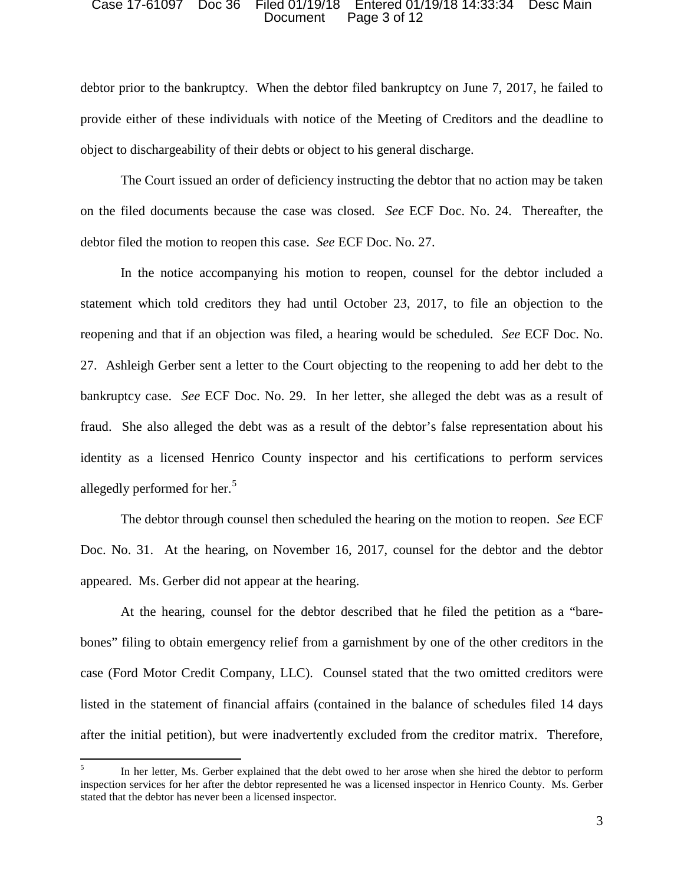debtor prior to the bankruptcy. When the debtor filed bankruptcy on June 7, 2017, he failed to provide either of these individuals with notice of the Meeting of Creditors and the deadline to object to dischargeability of their debts or object to his general discharge.

The Court issued an order of deficiency instructing the debtor that no action may be taken on the filed documents because the case was closed. *See* ECF Doc. No. 24. Thereafter, the debtor filed the motion to reopen this case. *See* ECF Doc. No. 27.

In the notice accompanying his motion to reopen, counsel for the debtor included a statement which told creditors they had until October 23, 2017, to file an objection to the reopening and that if an objection was filed, a hearing would be scheduled. *See* ECF Doc. No. 27. Ashleigh Gerber sent a letter to the Court objecting to the reopening to add her debt to the bankruptcy case. *See* ECF Doc. No. 29. In her letter, she alleged the debt was as a result of fraud. She also alleged the debt was as a result of the debtor's false representation about his identity as a licensed Henrico County inspector and his certifications to perform services allegedly performed for her.[5]

The debtor through counsel then scheduled the hearing on the motion to reopen. *See* ECF Doc. No. 31. At the hearing, on November 16, 2017, counsel for the debtor and the debtor appeared. Ms. Gerber did not appear at the hearing.

At the hearing, counsel for the debtor described that he filed the petition as a "bare-bones" filing to obtain emergency relief from a garnishment by one of the other creditors in the case (Ford Motor Credit Company, LLC). Counsel stated that the two omitted creditors were listed in the statement of financial affairs (contained in the balance of schedules filed 14 days after the initial petition), but were inadvertently excluded from the creditor matrix. Therefore,

---

[5] In her letter, Ms. Gerber explained that the debt owed to her arose when she hired the debtor to perform inspection services for her after the debtor represented he was a licensed inspector in Henrico County. Ms. Gerber stated that the debtor has never been a licensed inspector.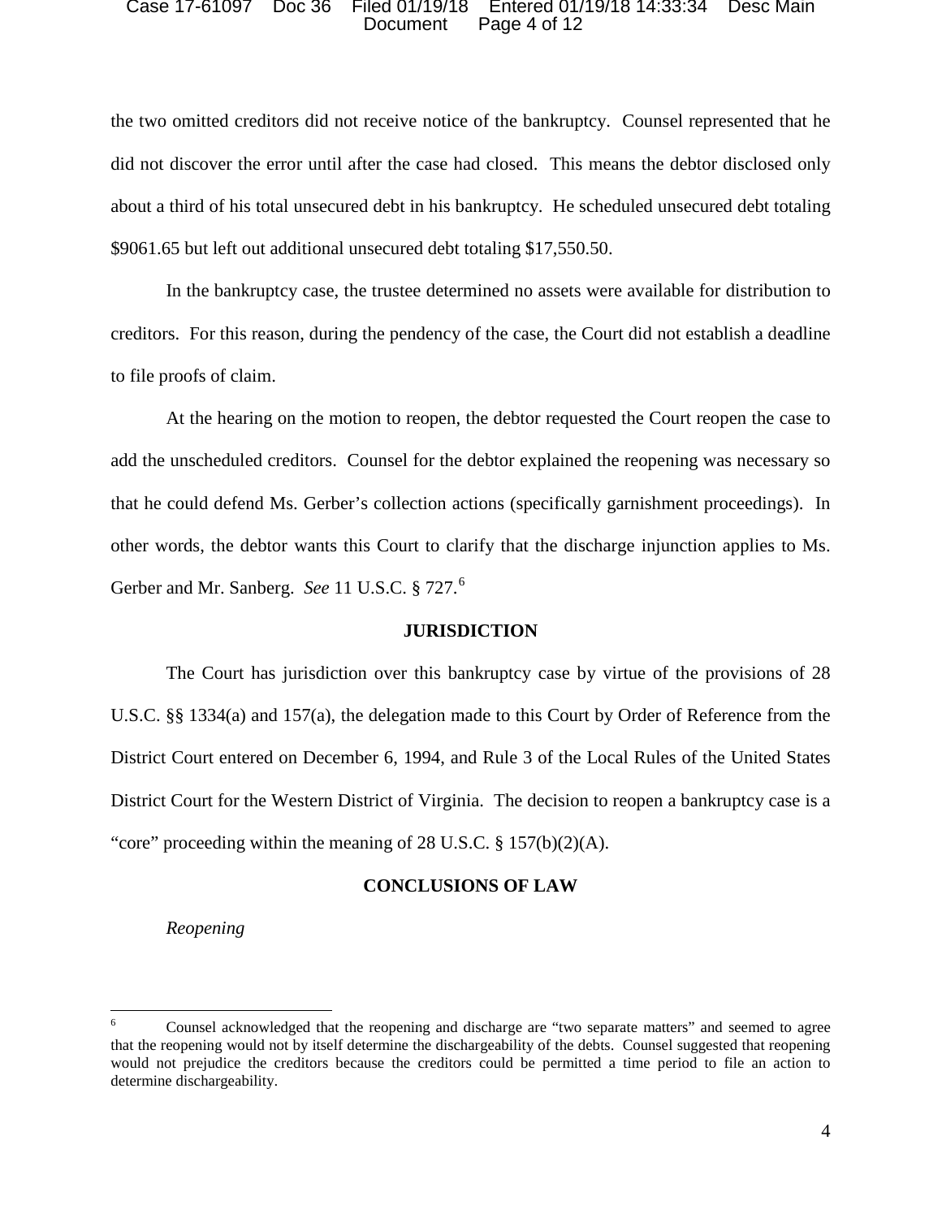the two omitted creditors did not receive notice of the bankruptcy. Counsel represented that he did not discover the error until after the case had closed. This means the debtor disclosed only about a third of his total unsecured debt in his bankruptcy. He scheduled unsecured debt totaling $9061.65 but left out additional unsecured debt totaling $17,550.50.

In the bankruptcy case, the trustee determined no assets were available for distribution to creditors. For this reason, during the pendency of the case, the Court did not establish a deadline to file proofs of claim.

At the hearing on the motion to reopen, the debtor requested the Court reopen the case to add the unscheduled creditors. Counsel for the debtor explained the reopening was necessary so that he could defend Ms. Gerber's collection actions (specifically garnishment proceedings). In other words, the debtor wants this Court to clarify that the discharge injunction applies to Ms. Gerber and Mr. Sanberg. *See* 11 U.S.C. § 727.[6]

**JURISDICTION**

The Court has jurisdiction over this bankruptcy case by virtue of the provisions of 28 U.S.C. §§ 1334(a) and 157(a), the delegation made to this Court by Order of Reference from the District Court entered on December 6, 1994, and Rule 3 of the Local Rules of the United States District Court for the Western District of Virginia. The decision to reopen a bankruptcy case is a "core" proceeding within the meaning of 28 U.S.C. § 157(b)(2)(A).

**CONCLUSIONS OF LAW**

*Reopening*

---

[6] Counsel acknowledged that the reopening and discharge are "two separate matters" and seemed to agree that the reopening would not by itself determine the dischargeability of the debts. Counsel suggested that reopening would not prejudice the creditors because the creditors could be permitted a time period to file an action to determine dischargeability.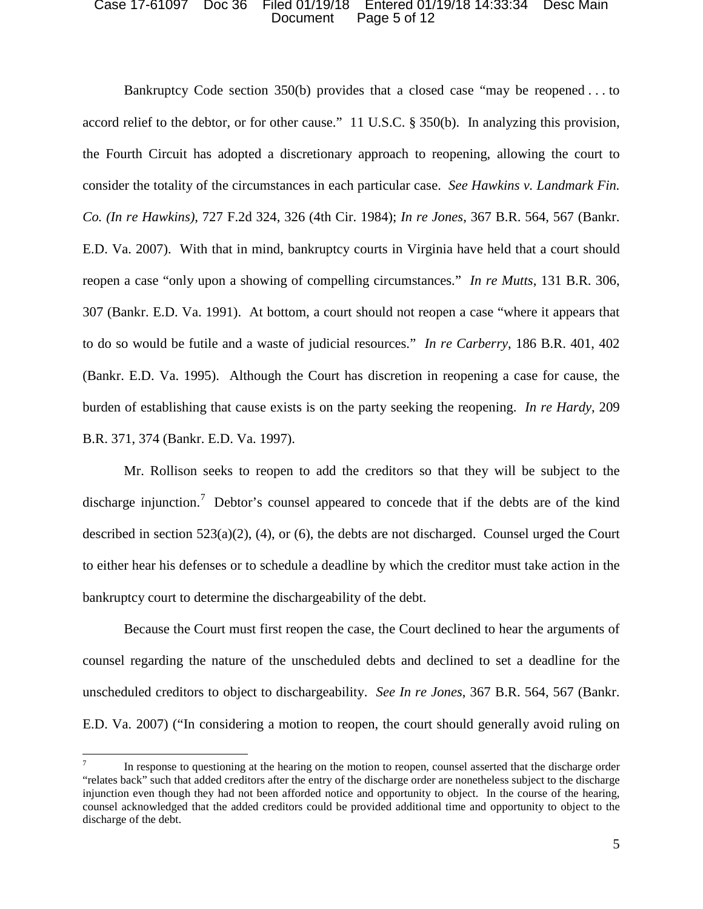Bankruptcy Code section 350(b) provides that a closed case "may be reopened . . . to accord relief to the debtor, or for other cause." 11 U.S.C. § 350(b). In analyzing this provision, the Fourth Circuit has adopted a discretionary approach to reopening, allowing the court to consider the totality of the circumstances in each particular case. *See Hawkins v. Landmark Fin. Co. (In re Hawkins)*, 727 F.2d 324, 326 (4th Cir. 1984); *In re Jones*, 367 B.R. 564, 567 (Bankr. E.D. Va. 2007). With that in mind, bankruptcy courts in Virginia have held that a court should reopen a case "only upon a showing of compelling circumstances." *In re Mutts*, 131 B.R. 306, 307 (Bankr. E.D. Va. 1991). At bottom, a court should not reopen a case "where it appears that to do so would be futile and a waste of judicial resources." *In re Carberry*, 186 B.R. 401, 402 (Bankr. E.D. Va. 1995). Although the Court has discretion in reopening a case for cause, the burden of establishing that cause exists is on the party seeking the reopening. *In re Hardy*, 209 B.R. 371, 374 (Bankr. E.D. Va. 1997).

Mr. Rollison seeks to reopen to add the creditors so that they will be subject to the discharge injunction.[7] Debtor's counsel appeared to concede that if the debts are of the kind described in section 523(a)(2), (4), or (6), the debts are not discharged. Counsel urged the Court to either hear his defenses or to schedule a deadline by which the creditor must take action in the bankruptcy court to determine the dischargeability of the debt.

Because the Court must first reopen the case, the Court declined to hear the arguments of counsel regarding the nature of the unscheduled debts and declined to set a deadline for the unscheduled creditors to object to dischargeability. *See In re Jones*, 367 B.R. 564, 567 (Bankr. E.D. Va. 2007) ("In considering a motion to reopen, the court should generally avoid ruling on

---

[7] In response to questioning at the hearing on the motion to reopen, counsel asserted that the discharge order "relates back" such that added creditors after the entry of the discharge order are nonetheless subject to the discharge injunction even though they had not been afforded notice and opportunity to object. In the course of the hearing, counsel acknowledged that the added creditors could be provided additional time and opportunity to object to the discharge of the debt.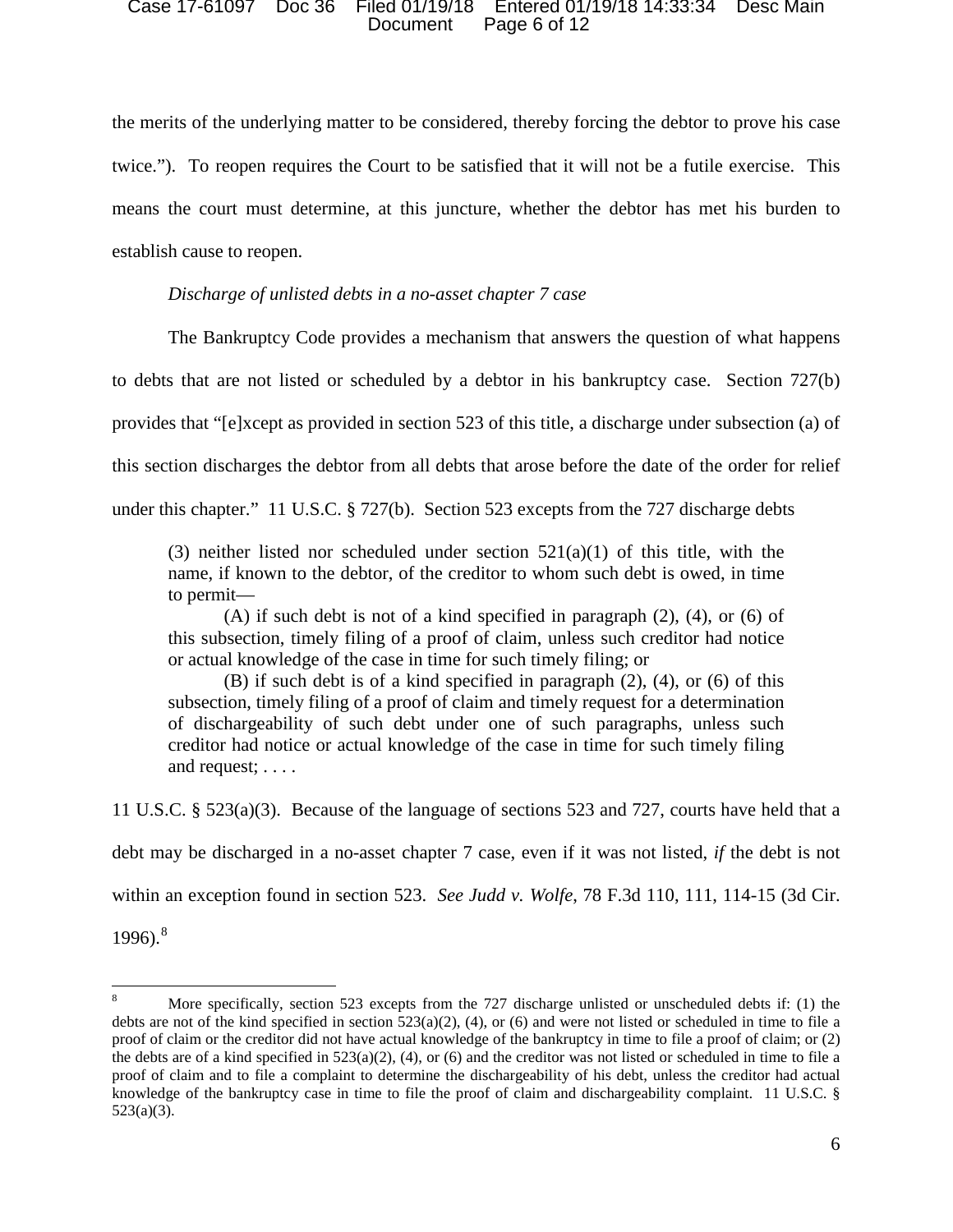the merits of the underlying matter to be considered, thereby forcing the debtor to prove his case twice."). To reopen requires the Court to be satisfied that it will not be a futile exercise. This means the court must determine, at this juncture, whether the debtor has met his burden to establish cause to reopen.

*Discharge of unlisted debts in a no-asset chapter 7 case*

The Bankruptcy Code provides a mechanism that answers the question of what happens to debts that are not listed or scheduled by a debtor in his bankruptcy case. Section 727(b) provides that "[e]xcept as provided in section 523 of this title, a discharge under subsection (a) of this section discharges the debtor from all debts that arose before the date of the order for relief under this chapter." 11 U.S.C. § 727(b). Section 523 excepts from the 727 discharge debts

> (3) neither listed nor scheduled under section 521(a)(1) of this title, with the name, if known to the debtor, of the creditor to whom such debt is owed, in time to permit—
>
> (A) if such debt is not of a kind specified in paragraph (2), (4), or (6) of this subsection, timely filing of a proof of claim, unless such creditor had notice or actual knowledge of the case in time for such timely filing; or
>
> (B) if such debt is of a kind specified in paragraph (2), (4), or (6) of this subsection, timely filing of a proof of claim and timely request for a determination of dischargeability of such debt under one of such paragraphs, unless such creditor had notice or actual knowledge of the case in time for such timely filing and request; . . . .

11 U.S.C. § 523(a)(3). Because of the language of sections 523 and 727, courts have held that a debt may be discharged in a no-asset chapter 7 case, even if it was not listed, *if* the debt is not within an exception found in section 523. *See Judd v. Wolfe*, 78 F.3d 110, 111, 114-15 (3d Cir. 1996).[8]

---

[8] More specifically, section 523 excepts from the 727 discharge unlisted or unscheduled debts if: (1) the debts are not of the kind specified in section 523(a)(2), (4), or (6) and were not listed or scheduled in time to file a proof of claim or the creditor did not have actual knowledge of the bankruptcy in time to file a proof of claim; or (2) the debts are of a kind specified in 523(a)(2), (4), or (6) and the creditor was not listed or scheduled in time to file a proof of claim and to file a complaint to determine the dischargeability of his debt, unless the creditor had actual knowledge of the bankruptcy case in time to file the proof of claim and dischargeability complaint. 11 U.S.C. § 523(a)(3).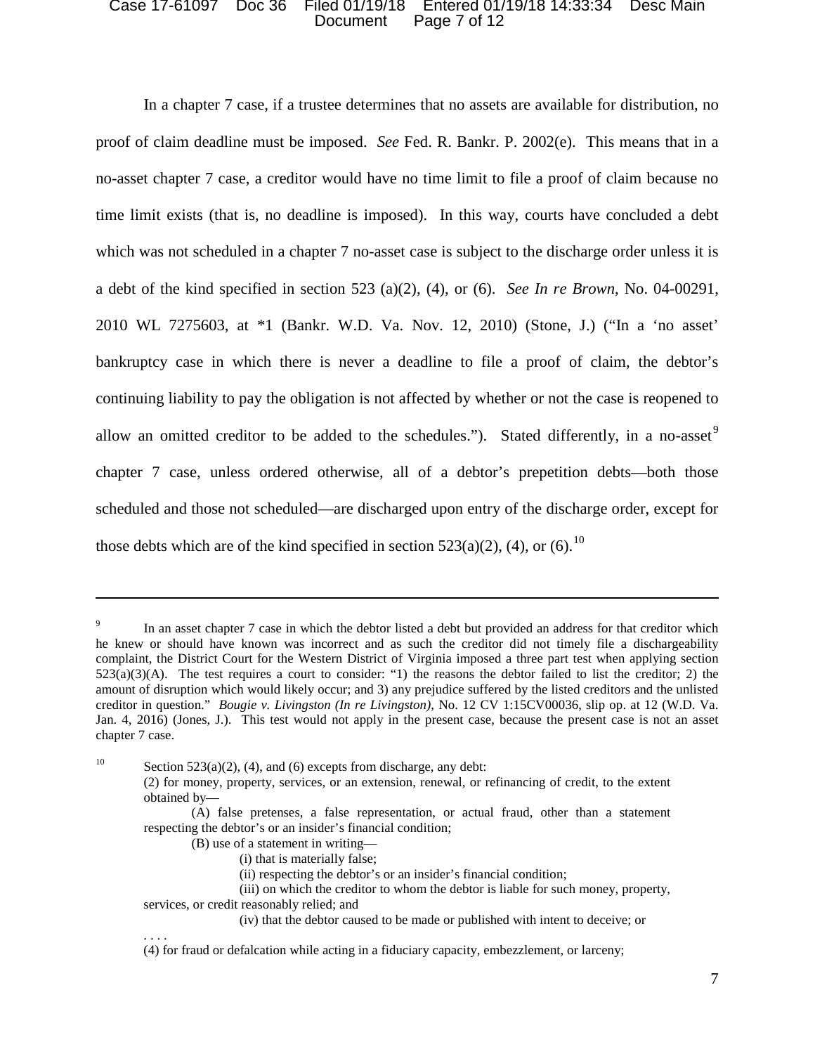In a chapter 7 case, if a trustee determines that no assets are available for distribution, no proof of claim deadline must be imposed. *See* Fed. R. Bankr. P. 2002(e). This means that in a no-asset chapter 7 case, a creditor would have no time limit to file a proof of claim because no time limit exists (that is, no deadline is imposed). In this way, courts have concluded a debt which was not scheduled in a chapter 7 no-asset case is subject to the discharge order unless it is a debt of the kind specified in section 523 (a)(2), (4), or (6). *See In re Brown*, No. 04-00291, 2010 WL 7275603, at *1 (Bankr. W.D. Va. Nov. 12, 2010) (Stone, J.) ("In a 'no asset' bankruptcy case in which there is never a deadline to file a proof of claim, the debtor's continuing liability to pay the obligation is not affected by whether or not the case is reopened to allow an omitted creditor to be added to the schedules."). Stated differently, in a no-asset[9] chapter 7 case, unless ordered otherwise, all of a debtor's prepetition debts—both those scheduled and those not scheduled—are discharged upon entry of the discharge order, except for those debts which are of the kind specified in section 523(a)(2), (4), or (6).[10]

---

[9] In an asset chapter 7 case in which the debtor listed a debt but provided an address for that creditor which he knew or should have known was incorrect and as such the creditor did not timely file a dischargeability complaint, the District Court for the Western District of Virginia imposed a three part test when applying section 523(a)(3)(A). The test requires a court to consider: "1) the reasons the debtor failed to list the creditor; 2) the amount of disruption which would likely occur; and 3) any prejudice suffered by the listed creditors and the unlisted creditor in question." *Bougie v. Livingston (In re Livingston)*, No. 12 CV 1:15CV00036, slip op. at 12 (W.D. Va. Jan. 4, 2016) (Jones, J.). This test would not apply in the present case, because the present case is not an asset chapter 7 case.

[10] Section 523(a)(2), (4), and (6) excepts from discharge, any debt:

> (2) for money, property, services, or an extension, renewal, or refinancing of credit, to the extent obtained by—
>
> (A) false pretenses, a false representation, or actual fraud, other than a statement respecting the debtor's or an insider's financial condition;
>
> (B) use of a statement in writing—
>
> (i) that is materially false;
>
> (ii) respecting the debtor's or an insider's financial condition;
>
> (iii) on which the creditor to whom the debtor is liable for such money, property, services, or credit reasonably relied; and
>
> (iv) that the debtor caused to be made or published with intent to deceive; or
>
> . . . .
>
> (4) for fraud or defalcation while acting in a fiduciary capacity, embezzlement, or larceny;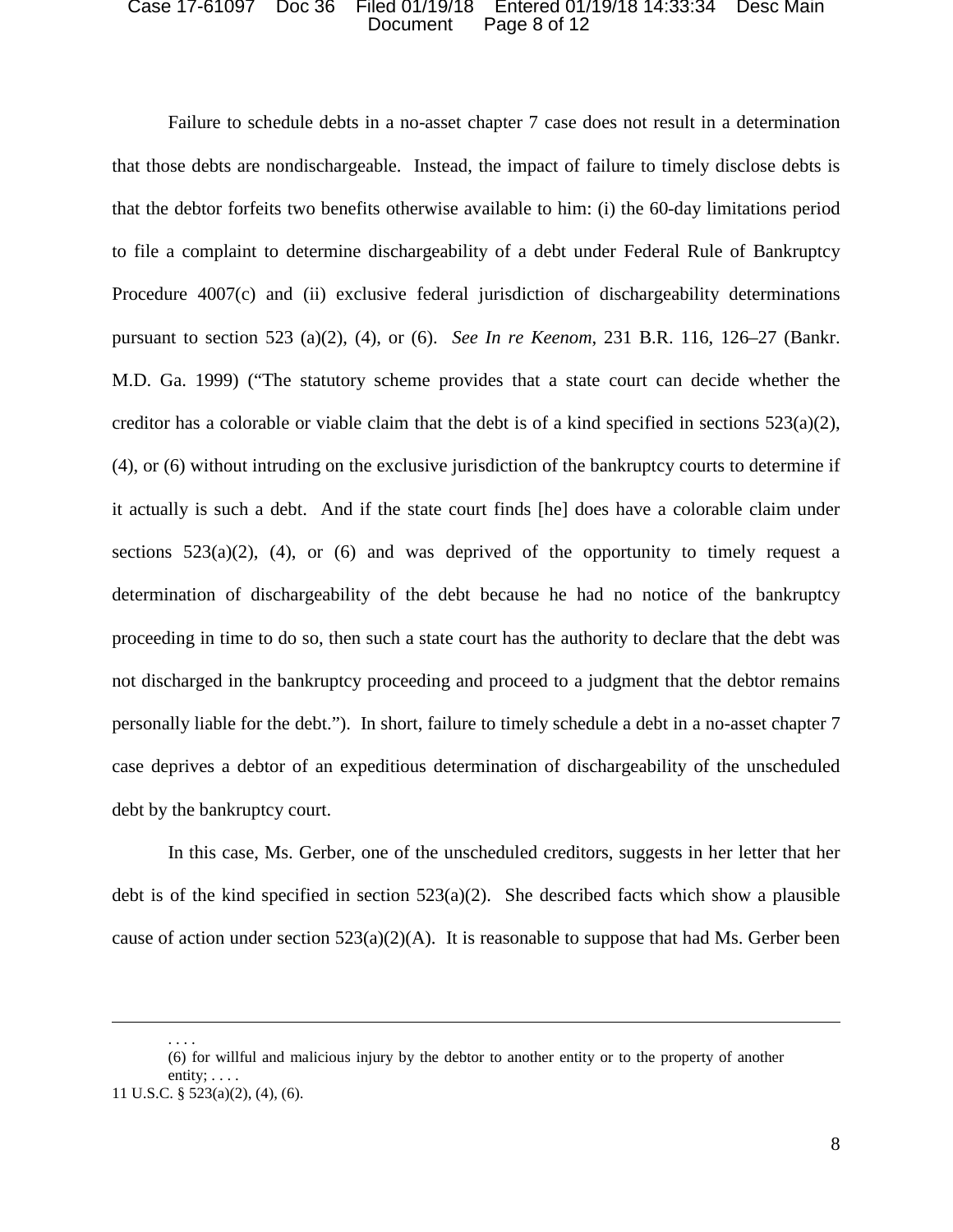Failure to schedule debts in a no-asset chapter 7 case does not result in a determination that those debts are nondischargeable. Instead, the impact of failure to timely disclose debts is that the debtor forfeits two benefits otherwise available to him: (i) the 60-day limitations period to file a complaint to determine dischargeability of a debt under Federal Rule of Bankruptcy Procedure 4007(c) and (ii) exclusive federal jurisdiction of dischargeability determinations pursuant to section 523 (a)(2), (4), or (6). *See In re Keenom*, 231 B.R. 116, 126–27 (Bankr. M.D. Ga. 1999) ("The statutory scheme provides that a state court can decide whether the creditor has a colorable or viable claim that the debt is of a kind specified in sections 523(a)(2), (4), or (6) without intruding on the exclusive jurisdiction of the bankruptcy courts to determine if it actually is such a debt. And if the state court finds [he] does have a colorable claim under sections 523(a)(2), (4), or (6) and was deprived of the opportunity to timely request a determination of dischargeability of the debt because he had no notice of the bankruptcy proceeding in time to do so, then such a state court has the authority to declare that the debt was not discharged in the bankruptcy proceeding and proceed to a judgment that the debtor remains personally liable for the debt."). In short, failure to timely schedule a debt in a no-asset chapter 7 case deprives a debtor of an expeditious determination of dischargeability of the unscheduled debt by the bankruptcy court.

In this case, Ms. Gerber, one of the unscheduled creditors, suggests in her letter that her debt is of the kind specified in section 523(a)(2). She described facts which show a plausible cause of action under section 523(a)(2)(A). It is reasonable to suppose that had Ms. Gerber been

---

> . . . .
>
> (6) for willful and malicious injury by the debtor to another entity or to the property of another entity; . . . .

11 U.S.C. § 523(a)(2), (4), (6).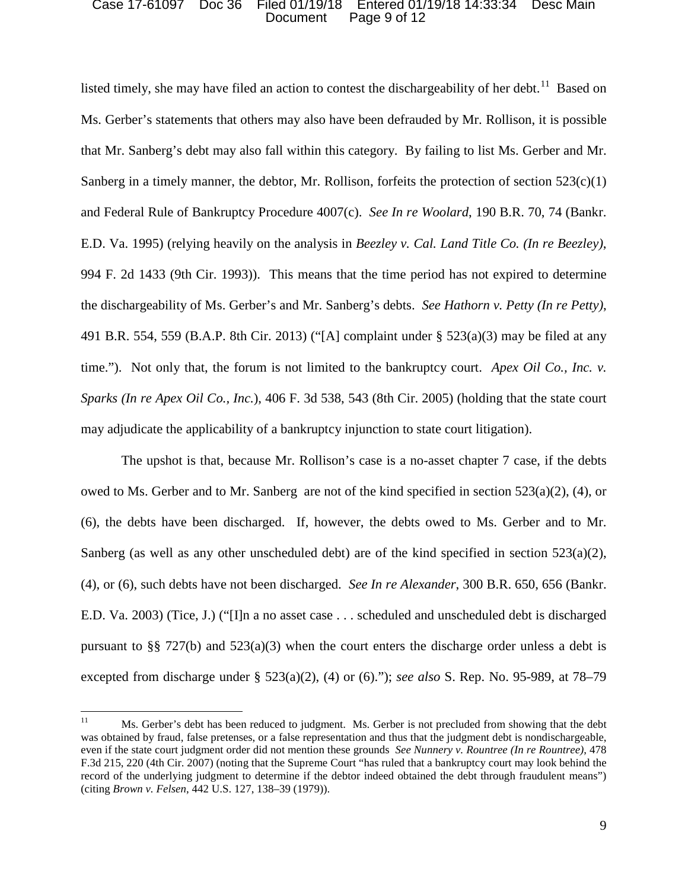listed timely, she may have filed an action to contest the dischargeability of her debt.[11] Based on Ms. Gerber's statements that others may also have been defrauded by Mr. Rollison, it is possible that Mr. Sanberg's debt may also fall within this category. By failing to list Ms. Gerber and Mr. Sanberg in a timely manner, the debtor, Mr. Rollison, forfeits the protection of section 523(c)(1) and Federal Rule of Bankruptcy Procedure 4007(c). *See In re Woolard*, 190 B.R. 70, 74 (Bankr. E.D. Va. 1995) (relying heavily on the analysis in *Beezley v. Cal. Land Title Co. (In re Beezley)*, 994 F. 2d 1433 (9th Cir. 1993)). This means that the time period has not expired to determine the dischargeability of Ms. Gerber's and Mr. Sanberg's debts. *See Hathorn v. Petty (In re Petty)*, 491 B.R. 554, 559 (B.A.P. 8th Cir. 2013) ("[A] complaint under § 523(a)(3) may be filed at any time."). Not only that, the forum is not limited to the bankruptcy court. *Apex Oil Co., Inc. v. Sparks (In re Apex Oil Co., Inc.*), 406 F. 3d 538, 543 (8th Cir. 2005) (holding that the state court may adjudicate the applicability of a bankruptcy injunction to state court litigation).

The upshot is that, because Mr. Rollison's case is a no-asset chapter 7 case, if the debts owed to Ms. Gerber and to Mr. Sanberg are not of the kind specified in section 523(a)(2), (4), or (6), the debts have been discharged. If, however, the debts owed to Ms. Gerber and to Mr. Sanberg (as well as any other unscheduled debt) are of the kind specified in section 523(a)(2), (4), or (6), such debts have not been discharged. *See In re Alexander*, 300 B.R. 650, 656 (Bankr. E.D. Va. 2003) (Tice, J.) ("[I]n a no asset case . . . scheduled and unscheduled debt is discharged pursuant to §§ 727(b) and 523(a)(3) when the court enters the discharge order unless a debt is excepted from discharge under § 523(a)(2), (4) or (6)."); *see also* S. Rep. No. 95-989, at 78–79

---

[11] Ms. Gerber's debt has been reduced to judgment. Ms. Gerber is not precluded from showing that the debt was obtained by fraud, false pretenses, or a false representation and thus that the judgment debt is nondischargeable, even if the state court judgment order did not mention these grounds *See Nunnery v. Rountree (In re Rountree)*, 478 F.3d 215, 220 (4th Cir. 2007) (noting that the Supreme Court "has ruled that a bankruptcy court may look behind the record of the underlying judgment to determine if the debtor indeed obtained the debt through fraudulent means") (citing *Brown v. Felsen*, 442 U.S. 127, 138–39 (1979)).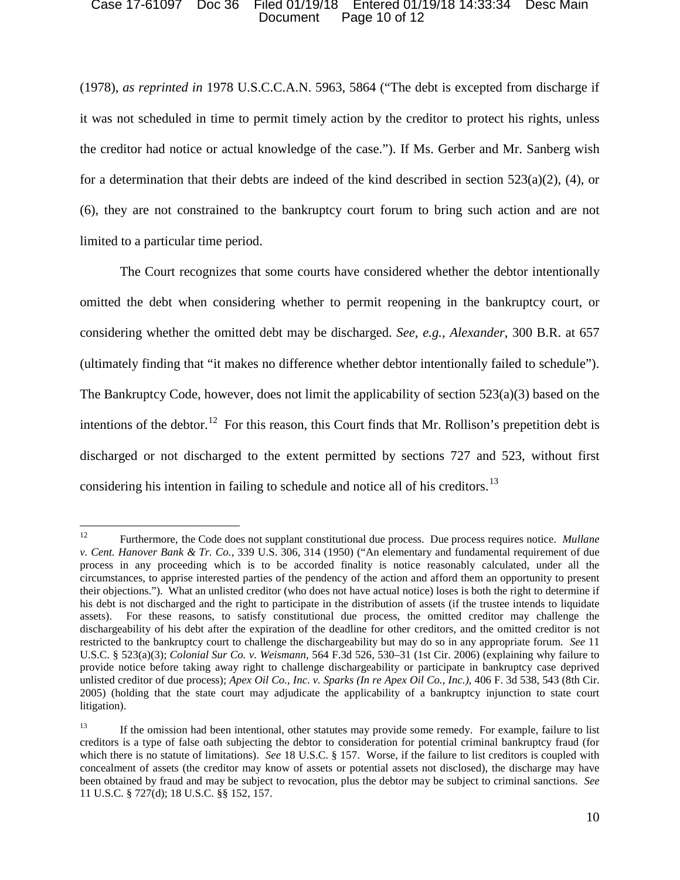(1978), *as reprinted in* 1978 U.S.C.C.A.N. 5963, 5864 ("The debt is excepted from discharge if it was not scheduled in time to permit timely action by the creditor to protect his rights, unless the creditor had notice or actual knowledge of the case."). If Ms. Gerber and Mr. Sanberg wish for a determination that their debts are indeed of the kind described in section 523(a)(2), (4), or (6), they are not constrained to the bankruptcy court forum to bring such action and are not limited to a particular time period.

The Court recognizes that some courts have considered whether the debtor intentionally omitted the debt when considering whether to permit reopening in the bankruptcy court, or considering whether the omitted debt may be discharged. *See, e.g.*, *Alexander*, 300 B.R. at 657 (ultimately finding that "it makes no difference whether debtor intentionally failed to schedule"). The Bankruptcy Code, however, does not limit the applicability of section 523(a)(3) based on the intentions of the debtor.[12] For this reason, this Court finds that Mr. Rollison's prepetition debt is discharged or not discharged to the extent permitted by sections 727 and 523, without first considering his intention in failing to schedule and notice all of his creditors.[13]

---

[12] Furthermore, the Code does not supplant constitutional due process. Due process requires notice. *Mullane v. Cent. Hanover Bank & Tr. Co.*, 339 U.S. 306, 314 (1950) ("An elementary and fundamental requirement of due process in any proceeding which is to be accorded finality is notice reasonably calculated, under all the circumstances, to apprise interested parties of the pendency of the action and afford them an opportunity to present their objections."). What an unlisted creditor (who does not have actual notice) loses is both the right to determine if his debt is not discharged and the right to participate in the distribution of assets (if the trustee intends to liquidate assets). For these reasons, to satisfy constitutional due process, the omitted creditor may challenge the dischargeability of his debt after the expiration of the deadline for other creditors, and the omitted creditor is not restricted to the bankruptcy court to challenge the dischargeability but may do so in any appropriate forum. *See* 11 U.S.C. § 523(a)(3); *Colonial Sur Co. v. Weismann*, 564 F.3d 526, 530–31 (1st Cir. 2006) (explaining why failure to provide notice before taking away right to challenge dischargeability or participate in bankruptcy case deprived unlisted creditor of due process); *Apex Oil Co., Inc. v. Sparks (In re Apex Oil Co., Inc.)*, 406 F. 3d 538, 543 (8th Cir. 2005) (holding that the state court may adjudicate the applicability of a bankruptcy injunction to state court litigation).

[13] If the omission had been intentional, other statutes may provide some remedy. For example, failure to list creditors is a type of false oath subjecting the debtor to consideration for potential criminal bankruptcy fraud (for which there is no statute of limitations). *See* 18 U.S.C. § 157. Worse, if the failure to list creditors is coupled with concealment of assets (the creditor may know of assets or potential assets not disclosed), the discharge may have been obtained by fraud and may be subject to revocation, plus the debtor may be subject to criminal sanctions. *See* 11 U.S.C. § 727(d); 18 U.S.C. §§ 152, 157.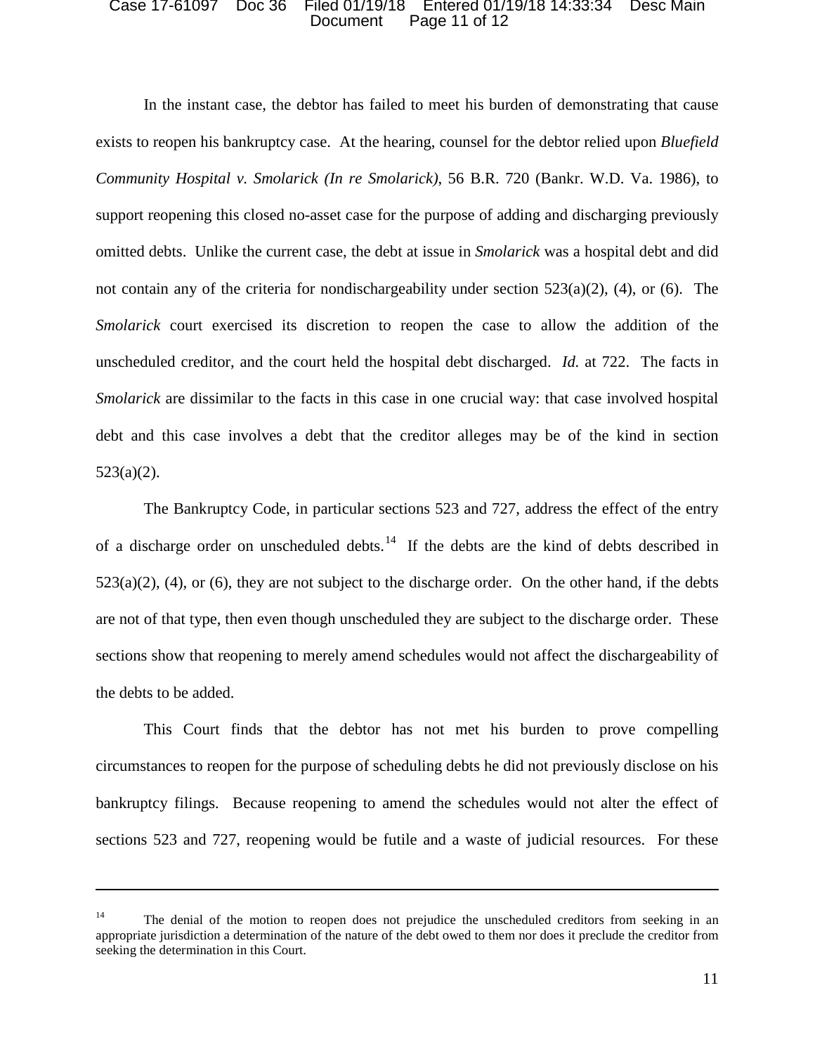In the instant case, the debtor has failed to meet his burden of demonstrating that cause exists to reopen his bankruptcy case. At the hearing, counsel for the debtor relied upon *Bluefield Community Hospital v. Smolarick (In re Smolarick)*, 56 B.R. 720 (Bankr. W.D. Va. 1986), to support reopening this closed no-asset case for the purpose of adding and discharging previously omitted debts. Unlike the current case, the debt at issue in *Smolarick* was a hospital debt and did not contain any of the criteria for nondischargeability under section 523(a)(2), (4), or (6). The *Smolarick* court exercised its discretion to reopen the case to allow the addition of the unscheduled creditor, and the court held the hospital debt discharged. *Id.* at 722. The facts in *Smolarick* are dissimilar to the facts in this case in one crucial way: that case involved hospital debt and this case involves a debt that the creditor alleges may be of the kind in section 523(a)(2).

The Bankruptcy Code, in particular sections 523 and 727, address the effect of the entry of a discharge order on unscheduled debts.[14] If the debts are the kind of debts described in 523(a)(2), (4), or (6), they are not subject to the discharge order. On the other hand, if the debts are not of that type, then even though unscheduled they are subject to the discharge order. These sections show that reopening to merely amend schedules would not affect the dischargeability of the debts to be added.

This Court finds that the debtor has not met his burden to prove compelling circumstances to reopen for the purpose of scheduling debts he did not previously disclose on his bankruptcy filings. Because reopening to amend the schedules would not alter the effect of sections 523 and 727, reopening would be futile and a waste of judicial resources. For these

---

[14] The denial of the motion to reopen does not prejudice the unscheduled creditors from seeking in an appropriate jurisdiction a determination of the nature of the debt owed to them nor does it preclude the creditor from seeking the determination in this Court.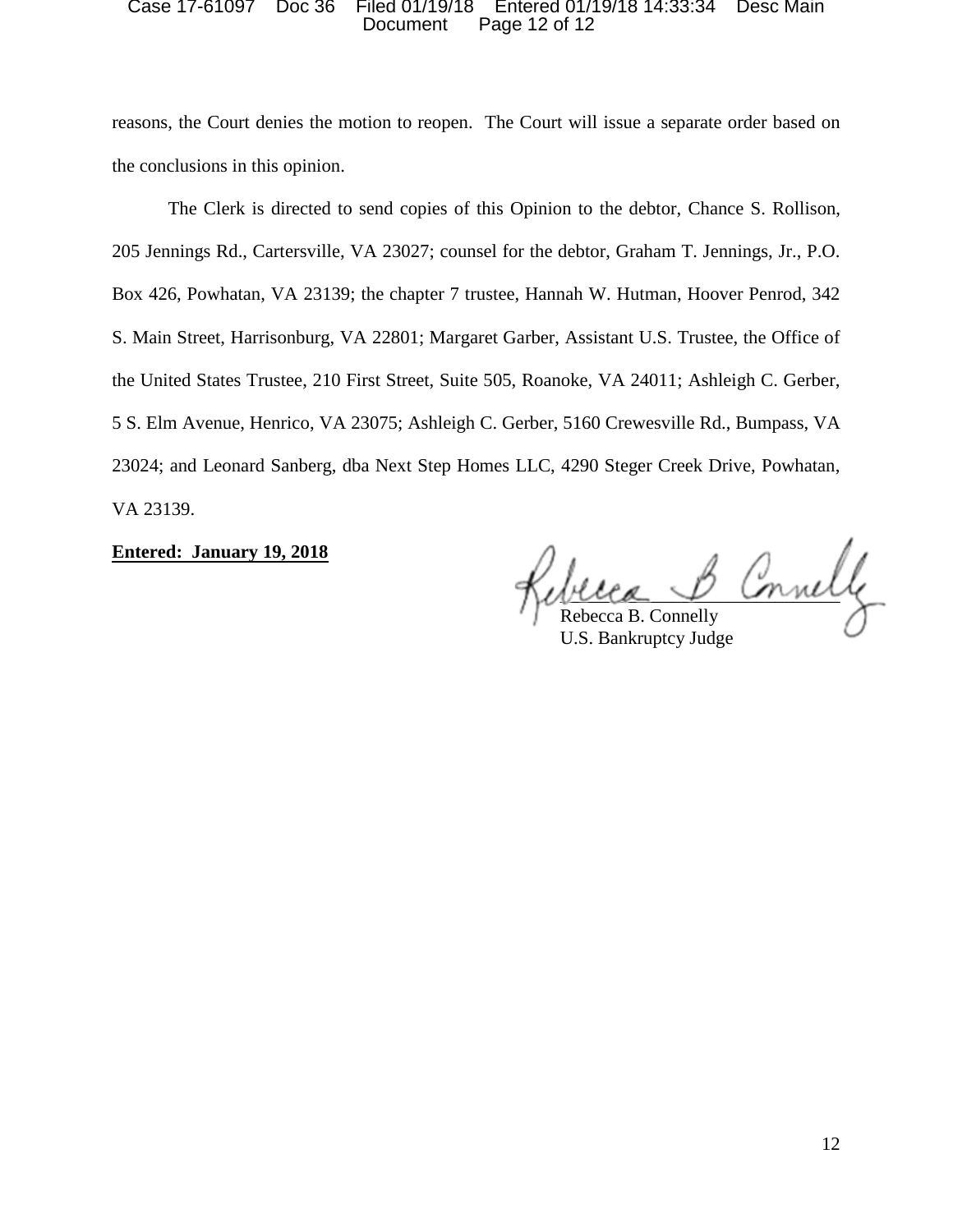reasons, the Court denies the motion to reopen. The Court will issue a separate order based on the conclusions in this opinion.

The Clerk is directed to send copies of this Opinion to the debtor, Chance S. Rollison, 205 Jennings Rd., Cartersville, VA 23027; counsel for the debtor, Graham T. Jennings, Jr., P.O. Box 426, Powhatan, VA 23139; the chapter 7 trustee, Hannah W. Hutman, Hoover Penrod, 342 S. Main Street, Harrisonburg, VA 22801; Margaret Garber, Assistant U.S. Trustee, the Office of the United States Trustee, 210 First Street, Suite 505, Roanoke, VA 24011; Ashleigh C. Gerber, 5 S. Elm Avenue, Henrico, VA 23075; Ashleigh C. Gerber, 5160 Crewesville Rd., Bumpass, VA 23024; and Leonard Sanberg, dba Next Step Homes LLC, 4290 Steger Creek Drive, Powhatan, VA 23139.

**Entered: January 19, 2018**

Rebecca B. Connelly
U.S. Bankruptcy Judge